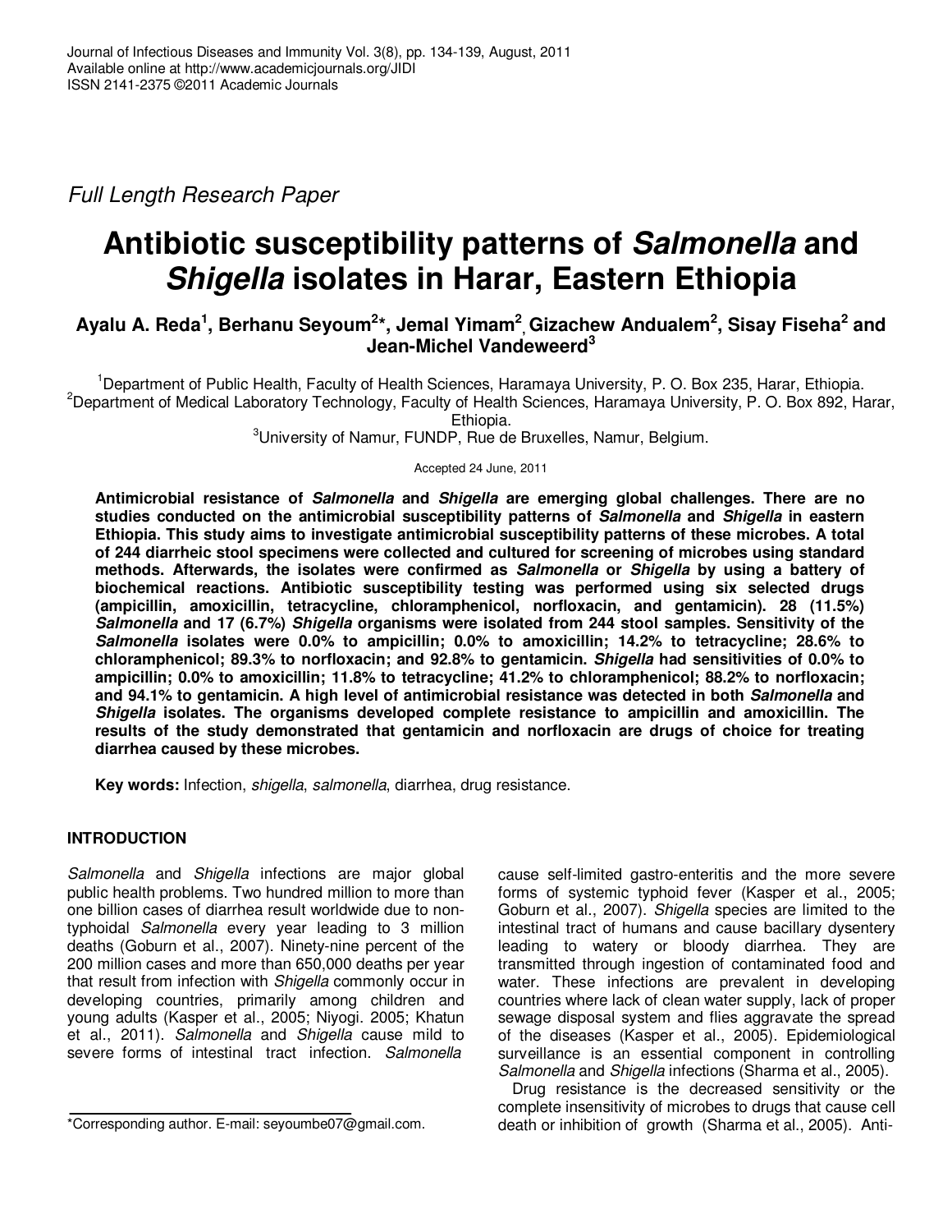Full Length Research Paper

# Antibiotic susceptibility patterns of *Salmonella* and *Shigella* isolates in Harar, Eastern Ethiopia

**Ayalu A. Reda[1], Berhanu Seyoum[2]*, Jemal Yimam[2], Gizachew Andualem[2], Sisay Fiseha[2] and Jean-Michel Vandeweerd[3]**

[1]Department of Public Health, Faculty of Health Sciences, Haramaya University, P. O. Box 235, Harar, Ethiopia.
[2]Department of Medical Laboratory Technology, Faculty of Health Sciences, Haramaya University, P. O. Box 892, Harar, Ethiopia.
[3]University of Namur, FUNDP, Rue de Bruxelles, Namur, Belgium.

Accepted 24 June, 2011

**Antimicrobial resistance of *Salmonella* and *Shigella* are emerging global challenges. There are no studies conducted on the antimicrobial susceptibility patterns of *Salmonella* and *Shigella* in eastern Ethiopia. This study aims to investigate antimicrobial susceptibility patterns of these microbes. A total of 244 diarrheic stool specimens were collected and cultured for screening of microbes using standard methods. Afterwards, the isolates were confirmed as *Salmonella* or *Shigella* by using a battery of biochemical reactions. Antibiotic susceptibility testing was performed using six selected drugs (ampicillin, amoxicillin, tetracycline, chloramphenicol, norfloxacin, and gentamicin). 28 (11.5%) *Salmonella* and 17 (6.7%) *Shigella* organisms were isolated from 244 stool samples. Sensitivity of the *Salmonella* isolates were 0.0% to ampicillin; 0.0% to amoxicillin; 14.2% to tetracycline; 28.6% to chloramphenicol; 89.3% to norfloxacin; and 92.8% to gentamicin. *Shigella* had sensitivities of 0.0% to ampicillin; 0.0% to amoxicillin; 11.8% to tetracycline; 41.2% to chloramphenicol; 88.2% to norfloxacin; and 94.1% to gentamicin. A high level of antimicrobial resistance was detected in both *Salmonella* and *Shigella* isolates. The organisms developed complete resistance to ampicillin and amoxicillin. The results of the study demonstrated that gentamicin and norfloxacin are drugs of choice for treating diarrhea caused by these microbes.**

**Key words:** Infection, *shigella*, *salmonella*, diarrhea, drug resistance.

## INTRODUCTION

*Salmonella* and *Shigella* infections are major global public health problems. Two hundred million to more than one billion cases of diarrhea result worldwide due to non-typhoidal *Salmonella* every year leading to 3 million deaths (Goburn et al., 2007). Ninety-nine percent of the 200 million cases and more than 650,000 deaths per year that result from infection with *Shigella* commonly occur in developing countries, primarily among children and young adults (Kasper et al., 2005; Niyogi. 2005; Khatun et al., 2011). *Salmonella* and *Shigella* cause mild to severe forms of intestinal tract infection. *Salmonella* cause self-limited gastro-enteritis and the more severe forms of systemic typhoid fever (Kasper et al., 2005; Goburn et al., 2007). *Shigella* species are limited to the intestinal tract of humans and cause bacillary dysentery leading to watery or bloody diarrhea. They are transmitted through ingestion of contaminated food and water. These infections are prevalent in developing countries where lack of clean water supply, lack of proper sewage disposal system and flies aggravate the spread of the diseases (Kasper et al., 2005). Epidemiological surveillance is an essential component in controlling *Salmonella* and *Shigella* infections (Sharma et al., 2005).

Drug resistance is the decreased sensitivity or the complete insensitivity of microbes to drugs that cause cell death or inhibition of growth (Sharma et al., 2005). Anti-

*Corresponding author. E-mail: seyoumbe07@gmail.com.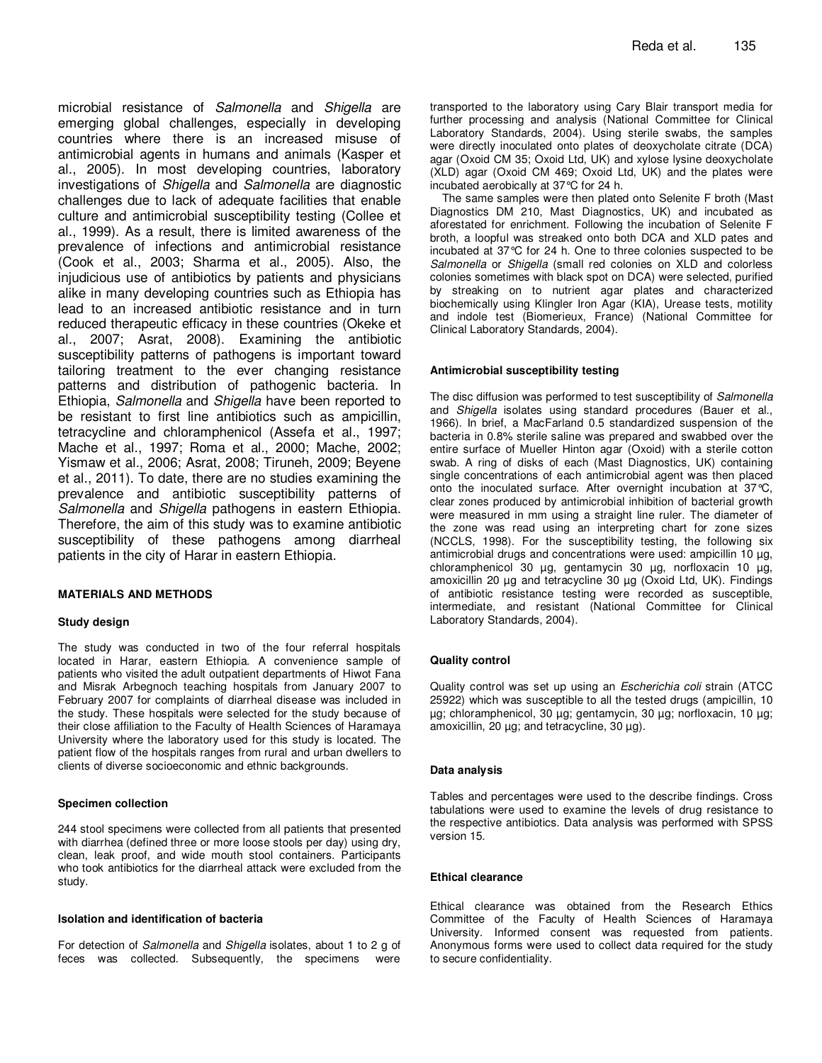microbial resistance of *Salmonella* and *Shigella* are emerging global challenges, especially in developing countries where there is an increased misuse of antimicrobial agents in humans and animals (Kasper et al., 2005). In most developing countries, laboratory investigations of *Shigella* and *Salmonella* are diagnostic challenges due to lack of adequate facilities that enable culture and antimicrobial susceptibility testing (Collee et al., 1999). As a result, there is limited awareness of the prevalence of infections and antimicrobial resistance (Cook et al., 2003; Sharma et al., 2005). Also, the injudicious use of antibiotics by patients and physicians alike in many developing countries such as Ethiopia has lead to an increased antibiotic resistance and in turn reduced therapeutic efficacy in these countries (Okeke et al., 2007; Asrat, 2008). Examining the antibiotic susceptibility patterns of pathogens is important toward tailoring treatment to the ever changing resistance patterns and distribution of pathogenic bacteria. In Ethiopia, *Salmonella* and *Shigella* have been reported to be resistant to first line antibiotics such as ampicillin, tetracycline and chloramphenicol (Assefa et al., 1997; Mache et al., 1997; Roma et al., 2000; Mache, 2002; Yismaw et al., 2006; Asrat, 2008; Tiruneh, 2009; Beyene et al., 2011). To date, there are no studies examining the prevalence and antibiotic susceptibility patterns of *Salmonella* and *Shigella* pathogens in eastern Ethiopia. Therefore, the aim of this study was to examine antibiotic susceptibility of these pathogens among diarrheal patients in the city of Harar in eastern Ethiopia.

## MATERIALS AND METHODS

### Study design

The study was conducted in two of the four referral hospitals located in Harar, eastern Ethiopia. A convenience sample of patients who visited the adult outpatient departments of Hiwot Fana and Misrak Arbegnoch teaching hospitals from January 2007 to February 2007 for complaints of diarrheal disease was included in the study. These hospitals were selected for the study because of their close affiliation to the Faculty of Health Sciences of Haramaya University where the laboratory used for this study is located. The patient flow of the hospitals ranges from rural and urban dwellers to clients of diverse socioeconomic and ethnic backgrounds.

### Specimen collection

244 stool specimens were collected from all patients that presented with diarrhea (defined three or more loose stools per day) using dry, clean, leak proof, and wide mouth stool containers. Participants who took antibiotics for the diarrheal attack were excluded from the study.

### Isolation and identification of bacteria

For detection of *Salmonella* and *Shigella* isolates, about 1 to 2 g of feces was collected. Subsequently, the specimens were transported to the laboratory using Cary Blair transport media for further processing and analysis (National Committee for Clinical Laboratory Standards, 2004). Using sterile swabs, the samples were directly inoculated onto plates of deoxycholate citrate (DCA) agar (Oxoid CM 35; Oxoid Ltd, UK) and xylose lysine deoxycholate (XLD) agar (Oxoid CM 469; Oxoid Ltd, UK) and the plates were incubated aerobically at 37°C for 24 h.

The same samples were then plated onto Selenite F broth (Mast Diagnostics DM 210, Mast Diagnostics, UK) and incubated as aforestated for enrichment. Following the incubation of Selenite F broth, a loopful was streaked onto both DCA and XLD pates and incubated at 37°C for 24 h. One to three colonies suspected to be *Salmonella* or *Shigella* (small red colonies on XLD and colorless colonies sometimes with black spot on DCA) were selected, purified by streaking on to nutrient agar plates and characterized biochemically using Klingler Iron Agar (KIA), Urease tests, motility and indole test (Biomerieux, France) (National Committee for Clinical Laboratory Standards, 2004).

### Antimicrobial susceptibility testing

The disc diffusion was performed to test susceptibility of *Salmonella* and *Shigella* isolates using standard procedures (Bauer et al., 1966). In brief, a MacFarland 0.5 standardized suspension of the bacteria in 0.8% sterile saline was prepared and swabbed over the entire surface of Mueller Hinton agar (Oxoid) with a sterile cotton swab. A ring of disks of each (Mast Diagnostics, UK) containing single concentrations of each antimicrobial agent was then placed onto the inoculated surface. After overnight incubation at 37°C, clear zones produced by antimicrobial inhibition of bacterial growth were measured in mm using a straight line ruler. The diameter of the zone was read using an interpreting chart for zone sizes (NCCLS, 1998). For the susceptibility testing, the following six antimicrobial drugs and concentrations were used: ampicillin 10 µg, chloramphenicol 30 µg, gentamycin 30 µg, norfloxacin 10 µg, amoxicillin 20 µg and tetracycline 30 µg (Oxoid Ltd, UK). Findings of antibiotic resistance testing were recorded as susceptible, intermediate, and resistant (National Committee for Clinical Laboratory Standards, 2004).

### Quality control

Quality control was set up using an *Escherichia coli* strain (ATCC 25922) which was susceptible to all the tested drugs (ampicillin, 10 µg; chloramphenicol, 30 µg; gentamycin, 30 µg; norfloxacin, 10 µg; amoxicillin, 20 µg; and tetracycline, 30 µg).

### Data analysis

Tables and percentages were used to the describe findings. Cross tabulations were used to examine the levels of drug resistance to the respective antibiotics. Data analysis was performed with SPSS version 15.

### Ethical clearance

Ethical clearance was obtained from the Research Ethics Committee of the Faculty of Health Sciences of Haramaya University. Informed consent was requested from patients. Anonymous forms were used to collect data required for the study to secure confidentiality.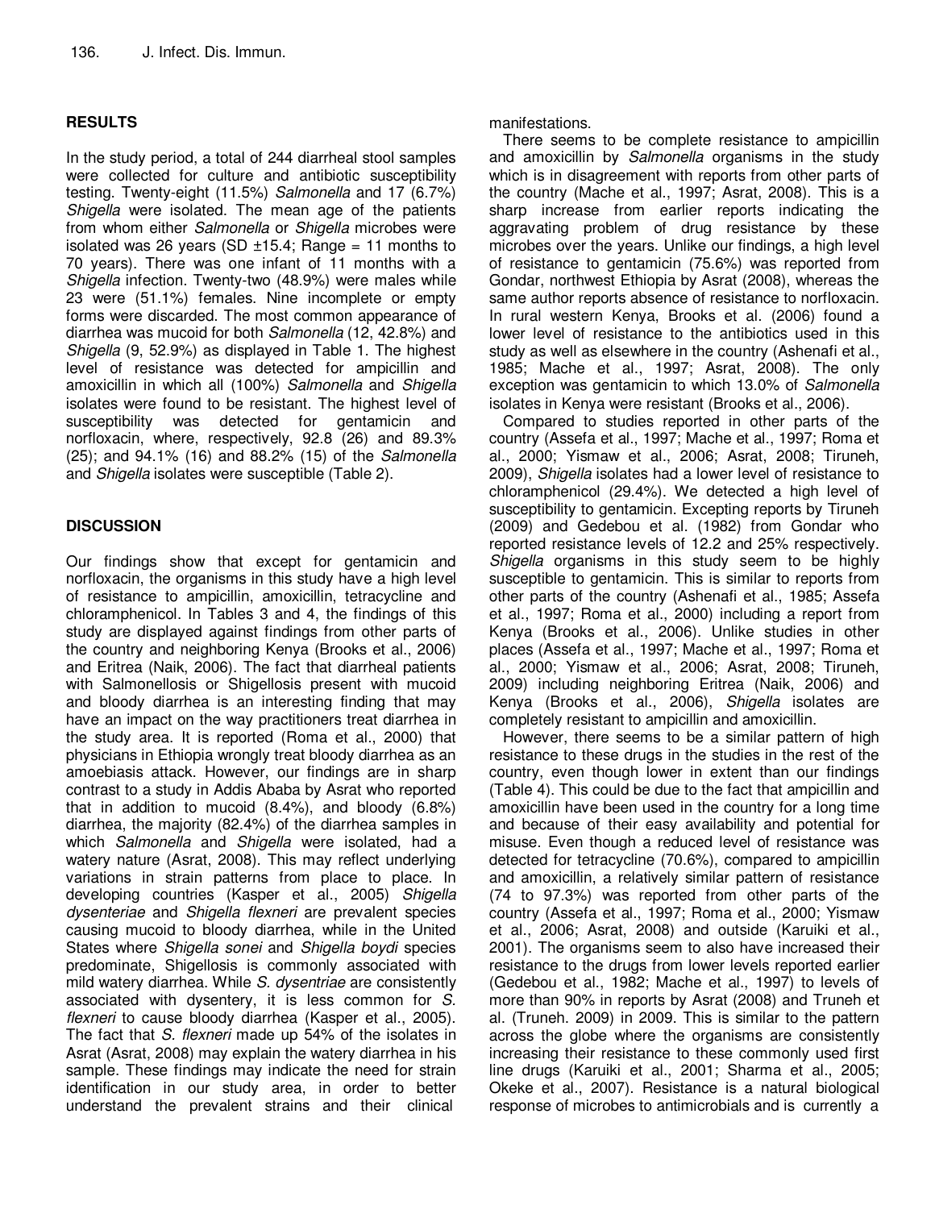## RESULTS

In the study period, a total of 244 diarrheal stool samples were collected for culture and antibiotic susceptibility testing. Twenty-eight (11.5%) *Salmonella* and 17 (6.7%) *Shigella* were isolated. The mean age of the patients from whom either *Salmonella* or *Shigella* microbes were isolated was 26 years (SD ±15.4; Range = 11 months to 70 years). There was one infant of 11 months with a *Shigella* infection. Twenty-two (48.9%) were males while 23 were (51.1%) females. Nine incomplete or empty forms were discarded. The most common appearance of diarrhea was mucoid for both *Salmonella* (12, 42.8%) and *Shigella* (9, 52.9%) as displayed in Table 1. The highest level of resistance was detected for ampicillin and amoxicillin in which all (100%) *Salmonella* and *Shigella* isolates were found to be resistant. The highest level of susceptibility was detected for gentamicin and norfloxacin, where, respectively, 92.8 (26) and 89.3% (25); and 94.1% (16) and 88.2% (15) of the *Salmonella* and *Shigella* isolates were susceptible (Table 2).

## DISCUSSION

Our findings show that except for gentamicin and norfloxacin, the organisms in this study have a high level of resistance to ampicillin, amoxicillin, tetracycline and chloramphenicol. In Tables 3 and 4, the findings of this study are displayed against findings from other parts of the country and neighboring Kenya (Brooks et al., 2006) and Eritrea (Naik, 2006). The fact that diarrheal patients with Salmonellosis or Shigellosis present with mucoid and bloody diarrhea is an interesting finding that may have an impact on the way practitioners treat diarrhea in the study area. It is reported (Roma et al., 2000) that physicians in Ethiopia wrongly treat bloody diarrhea as an amoebiasis attack. However, our findings are in sharp contrast to a study in Addis Ababa by Asrat who reported that in addition to mucoid (8.4%), and bloody (6.8%) diarrhea, the majority (82.4%) of the diarrhea samples in which *Salmonella* and *Shigella* were isolated, had a watery nature (Asrat, 2008). This may reflect underlying variations in strain patterns from place to place. In developing countries (Kasper et al., 2005) *Shigella dysenteriae* and *Shigella flexneri* are prevalent species causing mucoid to bloody diarrhea, while in the United States where *Shigella sonei* and *Shigella boydi* species predominate, Shigellosis is commonly associated with mild watery diarrhea. While *S. dysentriae* are consistently associated with dysentery, it is less common for *S. flexneri* to cause bloody diarrhea (Kasper et al., 2005). The fact that *S. flexneri* made up 54% of the isolates in Asrat (Asrat, 2008) may explain the watery diarrhea in his sample. These findings may indicate the need for strain identification in our study area, in order to better understand the prevalent strains and their clinical manifestations.

There seems to be complete resistance to ampicillin and amoxicillin by *Salmonella* organisms in the study which is in disagreement with reports from other parts of the country (Mache et al., 1997; Asrat, 2008). This is a sharp increase from earlier reports indicating the aggravating problem of drug resistance by these microbes over the years. Unlike our findings, a high level of resistance to gentamicin (75.6%) was reported from Gondar, northwest Ethiopia by Asrat (2008), whereas the same author reports absence of resistance to norfloxacin. In rural western Kenya, Brooks et al. (2006) found a lower level of resistance to the antibiotics used in this study as well as elsewhere in the country (Ashenafi et al., 1985; Mache et al., 1997; Asrat, 2008). The only exception was gentamicin to which 13.0% of *Salmonella* isolates in Kenya were resistant (Brooks et al., 2006).

Compared to studies reported in other parts of the country (Assefa et al., 1997; Mache et al., 1997; Roma et al., 2000; Yismaw et al., 2006; Asrat, 2008; Tiruneh, 2009), *Shigella* isolates had a lower level of resistance to chloramphenicol (29.4%). We detected a high level of susceptibility to gentamicin. Excepting reports by Tiruneh (2009) and Gedebou et al. (1982) from Gondar who reported resistance levels of 12.2 and 25% respectively. *Shigella* organisms in this study seem to be highly susceptible to gentamicin. This is similar to reports from other parts of the country (Ashenafi et al., 1985; Assefa et al., 1997; Roma et al., 2000) including a report from Kenya (Brooks et al., 2006). Unlike studies in other places (Assefa et al., 1997; Mache et al., 1997; Roma et al., 2000; Yismaw et al., 2006; Asrat, 2008; Tiruneh, 2009) including neighboring Eritrea (Naik, 2006) and Kenya (Brooks et al., 2006), *Shigella* isolates are completely resistant to ampicillin and amoxicillin.

However, there seems to be a similar pattern of high resistance to these drugs in the studies in the rest of the country, even though lower in extent than our findings (Table 4). This could be due to the fact that ampicillin and amoxicillin have been used in the country for a long time and because of their easy availability and potential for misuse. Even though a reduced level of resistance was detected for tetracycline (70.6%), compared to ampicillin and amoxicillin, a relatively similar pattern of resistance (74 to 97.3%) was reported from other parts of the country (Assefa et al., 1997; Roma et al., 2000; Yismaw et al., 2006; Asrat, 2008) and outside (Karuiki et al., 2001). The organisms seem to also have increased their resistance to the drugs from lower levels reported earlier (Gedebou et al., 1982; Mache et al., 1997) to levels of more than 90% in reports by Asrat (2008) and Truneh et al. (Truneh. 2009) in 2009. This is similar to the pattern across the globe where the organisms are consistently increasing their resistance to these commonly used first line drugs (Karuiki et al., 2001; Sharma et al., 2005; Okeke et al., 2007). Resistance is a natural biological response of microbes to antimicrobials and is currently a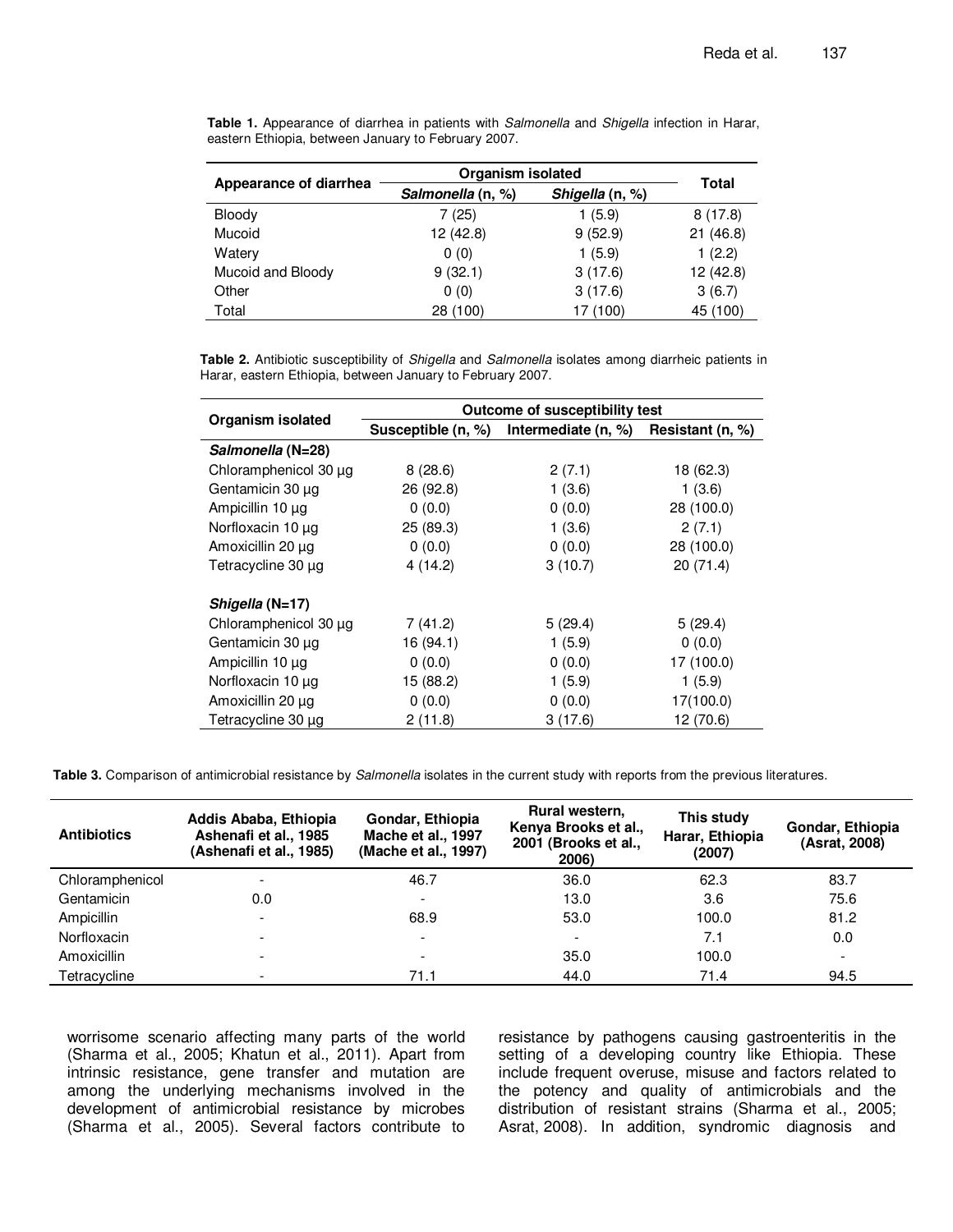**Table 1.** Appearance of diarrhea in patients with *Salmonella* and *Shigella* infection in Harar, eastern Ethiopia, between January to February 2007.

| Appearance of diarrhea | Organism isolated | | Total |
|---|---|---|---|
| | *Salmonella* (n, %) | *Shigella* (n, %) | |
| Bloody | 7 (25) | 1 (5.9) | 8 (17.8) |
| Mucoid | 12 (42.8) | 9 (52.9) | 21 (46.8) |
| Watery | 0 (0) | 1 (5.9) | 1 (2.2) |
| Mucoid and Bloody | 9 (32.1) | 3 (17.6) | 12 (42.8) |
| Other | 0 (0) | 3 (17.6) | 3 (6.7) |
| Total | 28 (100) | 17 (100) | 45 (100) |

**Table 2.** Antibiotic susceptibility of *Shigella* and *Salmonella* isolates among diarrheic patients in Harar, eastern Ethiopia, between January to February 2007.

| Organism isolated | Outcome of susceptibility test | | |
|---|---|---|---|
| | Susceptible (n, %) | Intermediate (n, %) | Resistant (n, %) |
| ***Salmonella* (N=28)** | | | |
| Chloramphenicol 30 µg | 8 (28.6) | 2 (7.1) | 18 (62.3) |
| Gentamicin 30 µg | 26 (92.8) | 1 (3.6) | 1 (3.6) |
| Ampicillin 10 µg | 0 (0.0) | 0 (0.0) | 28 (100.0) |
| Norfloxacin 10 µg | 25 (89.3) | 1 (3.6) | 2 (7.1) |
| Amoxicillin 20 µg | 0 (0.0) | 0 (0.0) | 28 (100.0) |
| Tetracycline 30 µg | 4 (14.2) | 3 (10.7) | 20 (71.4) |
| ***Shigella* (N=17)** | | | |
| Chloramphenicol 30 µg | 7 (41.2) | 5 (29.4) | 5 (29.4) |
| Gentamicin 30 µg | 16 (94.1) | 1 (5.9) | 0 (0.0) |
| Ampicillin 10 µg | 0 (0.0) | 0 (0.0) | 17 (100.0) |
| Norfloxacin 10 µg | 15 (88.2) | 1 (5.9) | 1 (5.9) |
| Amoxicillin 20 µg | 0 (0.0) | 0 (0.0) | 17(100.0) |
| Tetracycline 30 µg | 2 (11.8) | 3 (17.6) | 12 (70.6) |

**Table 3.** Comparison of antimicrobial resistance by *Salmonella* isolates in the current study with reports from the previous literatures.

| Antibiotics | Addis Ababa, Ethiopia Ashenafi et al., 1985 (Ashenafi et al., 1985) | Gondar, Ethiopia Mache et al., 1997 (Mache et al., 1997) | Rural western, Kenya Brooks et al., 2001 (Brooks et al., 2006) | This study Harar, Ethiopia (2007) | Gondar, Ethiopia (Asrat, 2008) |
|---|---|---|---|---|---|
| Chloramphenicol | - | 46.7 | 36.0 | 62.3 | 83.7 |
| Gentamicin | 0.0 | - | 13.0 | 3.6 | 75.6 |
| Ampicillin | - | 68.9 | 53.0 | 100.0 | 81.2 |
| Norfloxacin | - | - | - | 7.1 | 0.0 |
| Amoxicillin | - | - | 35.0 | 100.0 | - |
| Tetracycline | - | 71.1 | 44.0 | 71.4 | 94.5 |

worrisome scenario affecting many parts of the world (Sharma et al., 2005; Khatun et al., 2011). Apart from intrinsic resistance, gene transfer and mutation are among the underlying mechanisms involved in the development of antimicrobial resistance by microbes (Sharma et al., 2005). Several factors contribute to resistance by pathogens causing gastroenteritis in the setting of a developing country like Ethiopia. These include frequent overuse, misuse and factors related to the potency and quality of antimicrobials and the distribution of resistant strains (Sharma et al., 2005; Asrat, 2008). In addition, syndromic diagnosis and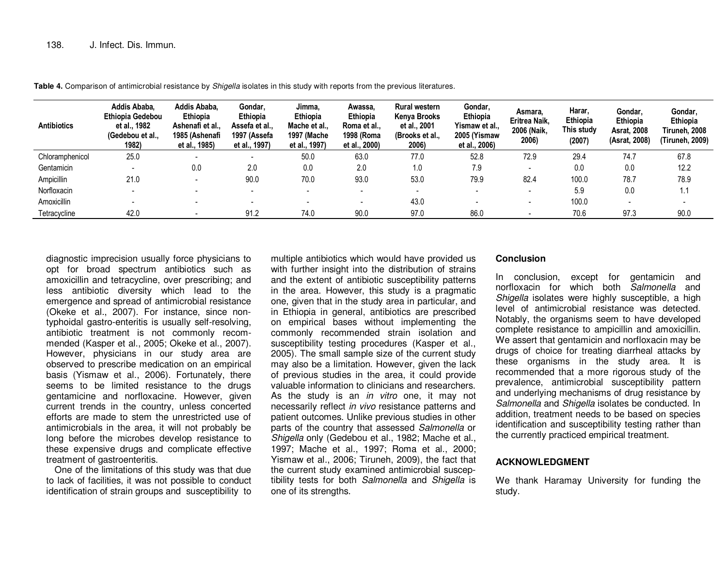**Table 4.** Comparison of antimicrobial resistance by *Shigella* isolates in this study with reports from the previous literatures.

| Antibiotics | Addis Ababa, Ethiopia Gedebou et al., 1982 (Gedebou et al., 1982) | Addis Ababa, Ethiopia Ashenafi et al., 1985 (Ashenafi et al., 1985) | Gondar, Ethiopia Assefa et al., 1997 (Assefa et al., 1997) | Jimma, Ethiopia Mache et al., 1997 (Mache et al., 1997) | Awassa, Ethiopia Roma et al., 1998 (Roma et al., 2000) | Rural western Kenya Brooks et al., 2001 (Brooks et al., 2006) | Gondar, Ethiopia Yismaw et al., 2005 (Yismaw et al., 2006) | Asmara, Eritrea Naik, 2006 (Naik, 2006) | Harar, Ethiopia This study (2007) | Gondar, Ethiopia Asrat, 2008 (Asrat, 2008) | Gondar, Ethiopia Tiruneh, 2008 (Tiruneh, 2009) |
|---|---|---|---|---|---|---|---|---|---|---|---|
| Chloramphenicol | 25.0 | - | - | 50.0 | 63.0 | 77.0 | 52.8 | 72.9 | 29.4 | 74.7 | 67.8 |
| Gentamicin | - | 0.0 | 2.0 | 0.0 | 2.0 | 1.0 | 7.9 | - | 0.0 | 0.0 | 12.2 |
| Ampicillin | 21.0 | - | 90.0 | 70.0 | 93.0 | 53.0 | 79.9 | 82.4 | 100.0 | 78.7 | 78.9 |
| Norfloxacin | - | - | - | - | - | - | - | - | 5.9 | 0.0 | 1.1 |
| Amoxicillin | - | - | - | - | - | 43.0 | - | - | 100.0 | - | - |
| Tetracycline | 42.0 | - | 91.2 | 74.0 | 90.0 | 97.0 | 86.0 | - | 70.6 | 97.3 | 90.0 |

diagnostic imprecision usually force physicians to opt for broad spectrum antibiotics such as amoxicillin and tetracycline, over prescribing; and less antibiotic diversity which lead to the emergence and spread of antimicrobial resistance (Okeke et al., 2007). For instance, since non-typhoidal gastro-enteritis is usually self-resolving, antibiotic treatment is not commonly recommended (Kasper et al., 2005; Okeke et al., 2007). However, physicians in our study area are observed to prescribe medication on an empirical basis (Yismaw et al., 2006). Fortunately, there seems to be limited resistance to the drugs gentamicine and norfloxacine. However, given current trends in the country, unless concerted efforts are made to stem the unrestricted use of antimicrobials in the area, it will not probably be long before the microbes develop resistance to these expensive drugs and complicate effective treatment of gastroenteritis.

One of the limitations of this study was that due to lack of facilities, it was not possible to conduct identification of strain groups and susceptibility to multiple antibiotics which would have provided us with further insight into the distribution of strains and the extent of antibiotic susceptibility patterns in the area. However, this study is a pragmatic one, given that in the study area in particular, and in Ethiopia in general, antibiotics are prescribed on empirical bases without implementing the commonly recommended strain isolation and susceptibility testing procedures (Kasper et al., 2005). The small sample size of the current study may also be a limitation. However, given the lack of previous studies in the area, it could provide valuable information to clinicians and researchers. As the study is an *in vitro* one, it may not necessarily reflect *in vivo* resistance patterns and patient outcomes. Unlike previous studies in other parts of the country that assessed *Salmonella* or *Shigella* only (Gedebou et al., 1982; Mache et al., 1997; Mache et al., 1997; Roma et al., 2000; Yismaw et al., 2006; Tiruneh, 2009), the fact that the current study examined antimicrobial susceptibility tests for both *Salmonella* and *Shigella* is one of its strengths.

## Conclusion

In conclusion, except for gentamicin and norfloxacin for which both *Salmonella* and *Shigella* isolates were highly susceptible, a high level of antimicrobial resistance was detected. Notably, the organisms seem to have developed complete resistance to ampicillin and amoxicillin. We assert that gentamicin and norfloxacin may be drugs of choice for treating diarrheal attacks by these organisms in the study area. It is recommended that a more rigorous study of the prevalence, antimicrobial susceptibility pattern and underlying mechanisms of drug resistance by *Salmonella* and *Shigella* isolates be conducted. In addition, treatment needs to be based on species identification and susceptibility testing rather than the currently practiced empirical treatment.

## ACKNOWLEDGMENT

We thank Haramay University for funding the study.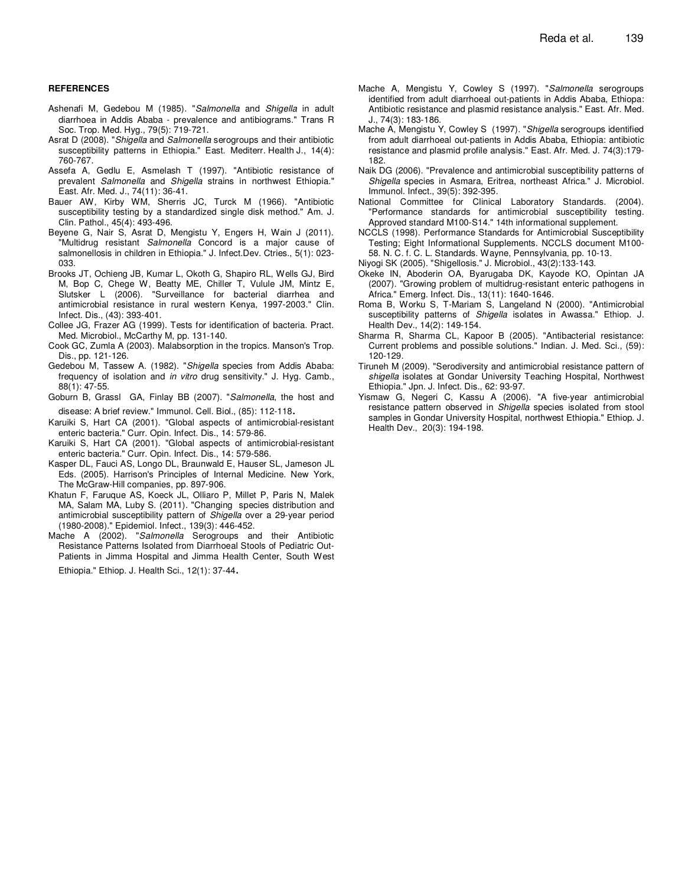## REFERENCES

Ashenafi M, Gedebou M (1985). "*Salmonella* and *Shigella* in adult diarrhoea in Addis Ababa - prevalence and antibiograms." Trans R Soc. Trop. Med. Hyg., 79(5): 719-721.

Asrat D (2008). "*Shigella* and *Salmonella* serogroups and their antibiotic susceptibility patterns in Ethiopia." East. Mediterr. Health J., 14(4): 760-767.

Assefa A, Gedlu E, Asmelash T (1997). "Antibiotic resistance of prevalent *Salmonella* and *Shigella* strains in northwest Ethiopia." East. Afr. Med. J., 74(11): 36-41.

Bauer AW, Kirby WM, Sherris JC, Turck M (1966). "Antibiotic susceptibility testing by a standardized single disk method." Am. J. Clin. Pathol., 45(4): 493-496.

Beyene G, Nair S, Asrat D, Mengistu Y, Engers H, Wain J (2011). "Multidrug resistant *Salmonella* Concord is a major cause of salmonellosis in children in Ethiopia." J. Infect.Dev. Ctries., 5(1): 023-033.

Brooks JT, Ochieng JB, Kumar L, Okoth G, Shapiro RL, Wells GJ, Bird M, Bop C, Chege W, Beatty ME, Chiller T, Vulule JM, Mintz E, Slutsker L (2006). "Surveillance for bacterial diarrhea and antimicrobial resistance in rural western Kenya, 1997-2003." Clin. Infect. Dis., (43): 393-401.

Collee JG, Frazer AG (1999). Tests for identification of bacteria. Pract. Med. Microbiol., McCarthy M, pp. 131-140.

Cook GC, Zumla A (2003). Malabsorption in the tropics. Manson's Trop. Dis., pp. 121-126.

Gedebou M, Tassew A. (1982). "*Shigella* species from Addis Ababa: frequency of isolation and *in vitro* drug sensitivity." J. Hyg. Camb., 88(1): 47-55.

Goburn B, Grassl GA, Finlay BB (2007). "*Salmonella*, the host and disease: A brief review." Immunol. Cell. Biol., (85): 112-118.

Karuiki S, Hart CA (2001). "Global aspects of antimicrobial-resistant enteric bacteria." Curr. Opin. Infect. Dis., 14: 579-86.

Karuiki S, Hart CA (2001). "Global aspects of antimicrobial-resistant enteric bacteria." Curr. Opin. Infect. Dis., 14: 579-586.

Kasper DL, Fauci AS, Longo DL, Braunwald E, Hauser SL, Jameson JL Eds. (2005). Harrison's Principles of Internal Medicine. New York, The McGraw-Hill companies, pp. 897-906.

Khatun F, Faruque AS, Koeck JL, Olliaro P, Millet P, Paris N, Malek MA, Salam MA, Luby S. (2011). "Changing species distribution and antimicrobial susceptibility pattern of *Shigella* over a 29-year period (1980-2008)." Epidemiol. Infect., 139(3): 446-452.

Mache A (2002). "*Salmonella* Serogroups and their Antibiotic Resistance Patterns Isolated from Diarrhoeal Stools of Pediatric Out-Patients in Jimma Hospital and Jimma Health Center, South West Ethiopia." Ethiop. J. Health Sci., 12(1): 37-44.

Mache A, Mengistu Y, Cowley S (1997). "*Salmonella* serogroups identified from adult diarrhoeal out-patients in Addis Ababa, Ethiopa: Antibiotic resistance and plasmid resistance analysis." East. Afr. Med. J., 74(3): 183-186.

Mache A, Mengistu Y, Cowley S (1997). "*Shigella* serogroups identified from adult diarrhoeal out-patients in Addis Ababa, Ethiopia: antibiotic resistance and plasmid profile analysis." East. Afr. Med. J. 74(3):179-182.

Naik DG (2006). "Prevalence and antimicrobial susceptibility patterns of *Shigella* species in Asmara, Eritrea, northeast Africa." J. Microbiol. Immunol. Infect., 39(5): 392-395.

National Committee for Clinical Laboratory Standards. (2004). "Performance standards for antimicrobial susceptibility testing. Approved standard M100-S14." 14th informational supplement.

NCCLS (1998). Performance Standards for Antimicrobial Susceptibility Testing; Eight Informational Supplements. NCCLS document M100-58. N. C. f. C. L. Standards. Wayne, Pennsylvania, pp. 10-13.

Niyogi SK (2005). "Shigellosis." J. Microbiol., 43(2):133-143.

Okeke IN, Aboderin OA, Byarugaba DK, Kayode KO, Opintan JA (2007). "Growing problem of multidrug-resistant enteric pathogens in Africa." Emerg. Infect. Dis., 13(11): 1640-1646.

Roma B, Worku S, T-Mariam S, Langeland N (2000). "Antimicrobial susceptibility patterns of *Shigella* isolates in Awassa." Ethiop. J. Health Dev., 14(2): 149-154.

Sharma R, Sharma CL, Kapoor B (2005). "Antibacterial resistance: Current problems and possible solutions." Indian. J. Med. Sci., (59): 120-129.

Tiruneh M (2009). "Serodiversity and antimicrobial resistance pattern of *shigella* isolates at Gondar University Teaching Hospital, Northwest Ethiopia." Jpn. J. Infect. Dis., 62: 93-97.

Yismaw G, Negeri C, Kassu A (2006). "A five-year antimicrobial resistance pattern observed in *Shigella* species isolated from stool samples in Gondar University Hospital, northwest Ethiopia." Ethiop. J. Health Dev., 20(3): 194-198.